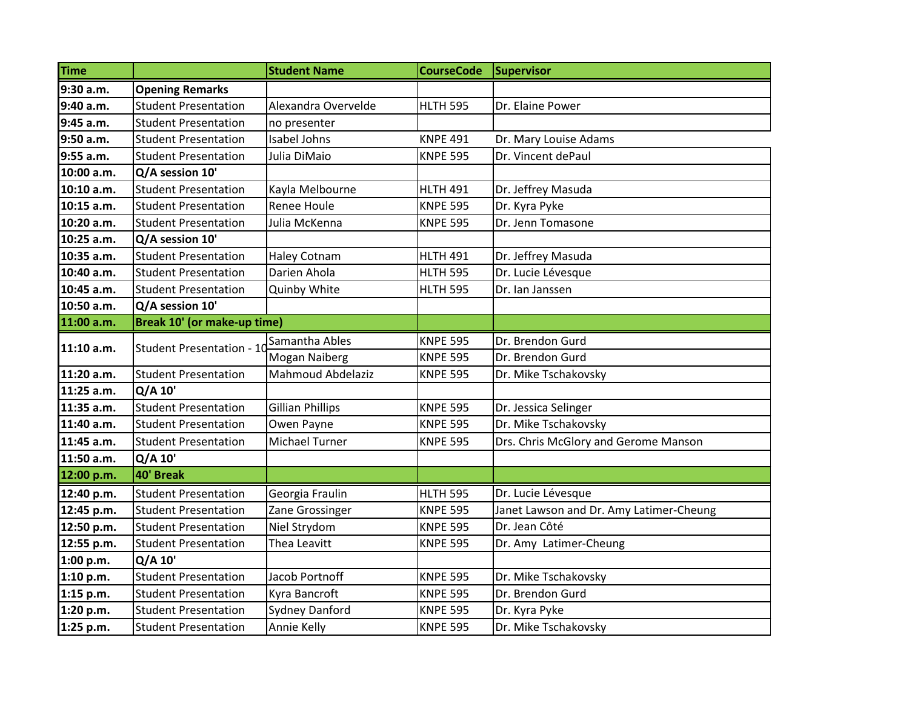| Time | | Student Name | CourseCode | Supervisor |
|---|---|---|---|---|
| **9:30 a.m.** | **Opening Remarks** | | | |
| **9:40 a.m.** | Student Presentation | Alexandra Overvelde | HLTH 595 | Dr. Elaine Power |
| **9:45 a.m.** | Student Presentation | no presenter | | |
| **9:50 a.m.** | Student Presentation | Isabel Johns | KNPE 491 | Dr. Mary Louise Adams |
| **9:55 a.m.** | Student Presentation | Julia DiMaio | KNPE 595 | Dr. Vincent dePaul |
| **10:00 a.m.** | **Q/A session 10'** | | | |
| **10:10 a.m.** | Student Presentation | Kayla Melbourne | HLTH 491 | Dr. Jeffrey Masuda |
| **10:15 a.m.** | Student Presentation | Renee Houle | KNPE 595 | Dr. Kyra Pyke |
| **10:20 a.m.** | Student Presentation | Julia McKenna | KNPE 595 | Dr. Jenn Tomasone |
| **10:25 a.m.** | **Q/A session 10'** | | | |
| **10:35 a.m.** | Student Presentation | Haley Cotnam | HLTH 491 | Dr. Jeffrey Masuda |
| **10:40 a.m.** | Student Presentation | Darien Ahola | HLTH 595 | Dr. Lucie Lévesque |
| **10:45 a.m.** | Student Presentation | Quinby White | HLTH 595 | Dr. Ian Janssen |
| **10:50 a.m.** | **Q/A session 10'** | | | |
| **11:00 a.m.** | **Break 10' (or make-up time)** | | | |
| **11:10 a.m.** | Student Presentation - 10 | Samantha Ables | KNPE 595 | Dr. Brendon Gurd |
| | | Mogan Naiberg | KNPE 595 | Dr. Brendon Gurd |
| **11:20 a.m.** | Student Presentation | Mahmoud Abdelaziz | KNPE 595 | Dr. Mike Tschakovsky |
| **11:25 a.m.** | **Q/A 10'** | | | |
| **11:35 a.m.** | Student Presentation | Gillian Phillips | KNPE 595 | Dr. Jessica Selinger |
| **11:40 a.m.** | Student Presentation | Owen Payne | KNPE 595 | Dr. Mike Tschakovsky |
| **11:45 a.m.** | Student Presentation | Michael Turner | KNPE 595 | Drs. Chris McGlory and Gerome Manson |
| **11:50 a.m.** | **Q/A 10'** | | | |
| **12:00 p.m.** | **40' Break** | | | |
| **12:40 p.m.** | Student Presentation | Georgia Fraulin | HLTH 595 | Dr. Lucie Lévesque |
| **12:45 p.m.** | Student Presentation | Zane Grossinger | KNPE 595 | Janet Lawson and Dr. Amy Latimer-Cheung |
| **12:50 p.m.** | Student Presentation | Niel Strydom | KNPE 595 | Dr. Jean Côté |
| **12:55 p.m.** | Student Presentation | Thea Leavitt | KNPE 595 | Dr. Amy Latimer-Cheung |
| **1:00 p.m.** | **Q/A 10'** | | | |
| **1:10 p.m.** | Student Presentation | Jacob Portnoff | KNPE 595 | Dr. Mike Tschakovsky |
| **1:15 p.m.** | Student Presentation | Kyra Bancroft | KNPE 595 | Dr. Brendon Gurd |
| **1:20 p.m.** | Student Presentation | Sydney Danford | KNPE 595 | Dr. Kyra Pyke |
| **1:25 p.m.** | Student Presentation | Annie Kelly | KNPE 595 | Dr. Mike Tschakovsky |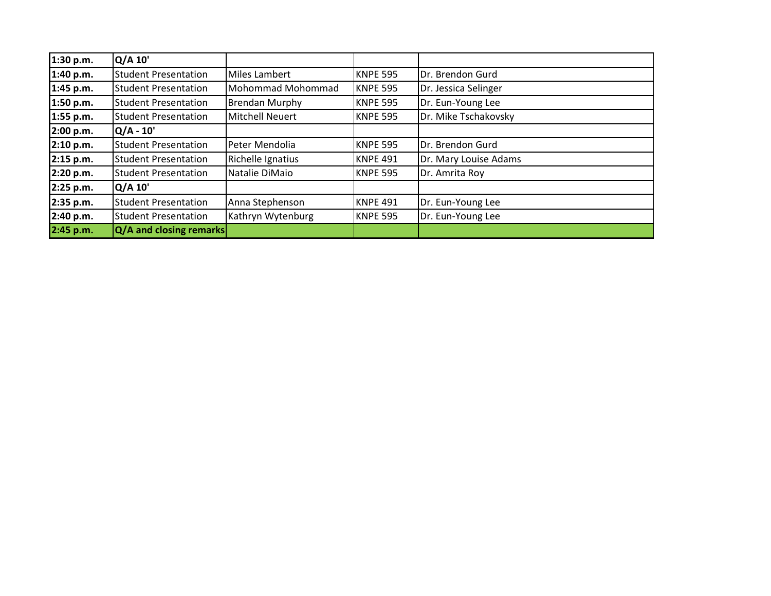| | | | | |
|---|---|---|---|---|
| **1:30 p.m.** | **Q/A 10'** | | | |
| **1:40 p.m.** | Student Presentation | Miles Lambert | KNPE 595 | Dr. Brendon Gurd |
| **1:45 p.m.** | Student Presentation | Mohommad Mohommad | KNPE 595 | Dr. Jessica Selinger |
| **1:50 p.m.** | Student Presentation | Brendan Murphy | KNPE 595 | Dr. Eun-Young Lee |
| **1:55 p.m.** | Student Presentation | Mitchell Neuert | KNPE 595 | Dr. Mike Tschakovsky |
| **2:00 p.m.** | **Q/A - 10'** | | | |
| **2:10 p.m.** | Student Presentation | Peter Mendolia | KNPE 595 | Dr. Brendon Gurd |
| **2:15 p.m.** | Student Presentation | Richelle Ignatius | KNPE 491 | Dr. Mary Louise Adams |
| **2:20 p.m.** | Student Presentation | Natalie DiMaio | KNPE 595 | Dr. Amrita Roy |
| **2:25 p.m.** | **Q/A 10'** | | | |
| **2:35 p.m.** | Student Presentation | Anna Stephenson | KNPE 491 | Dr. Eun-Young Lee |
| **2:40 p.m.** | Student Presentation | Kathryn Wytenburg | KNPE 595 | Dr. Eun-Young Lee |
| **2:45 p.m.** | **Q/A and closing remarks** | | | |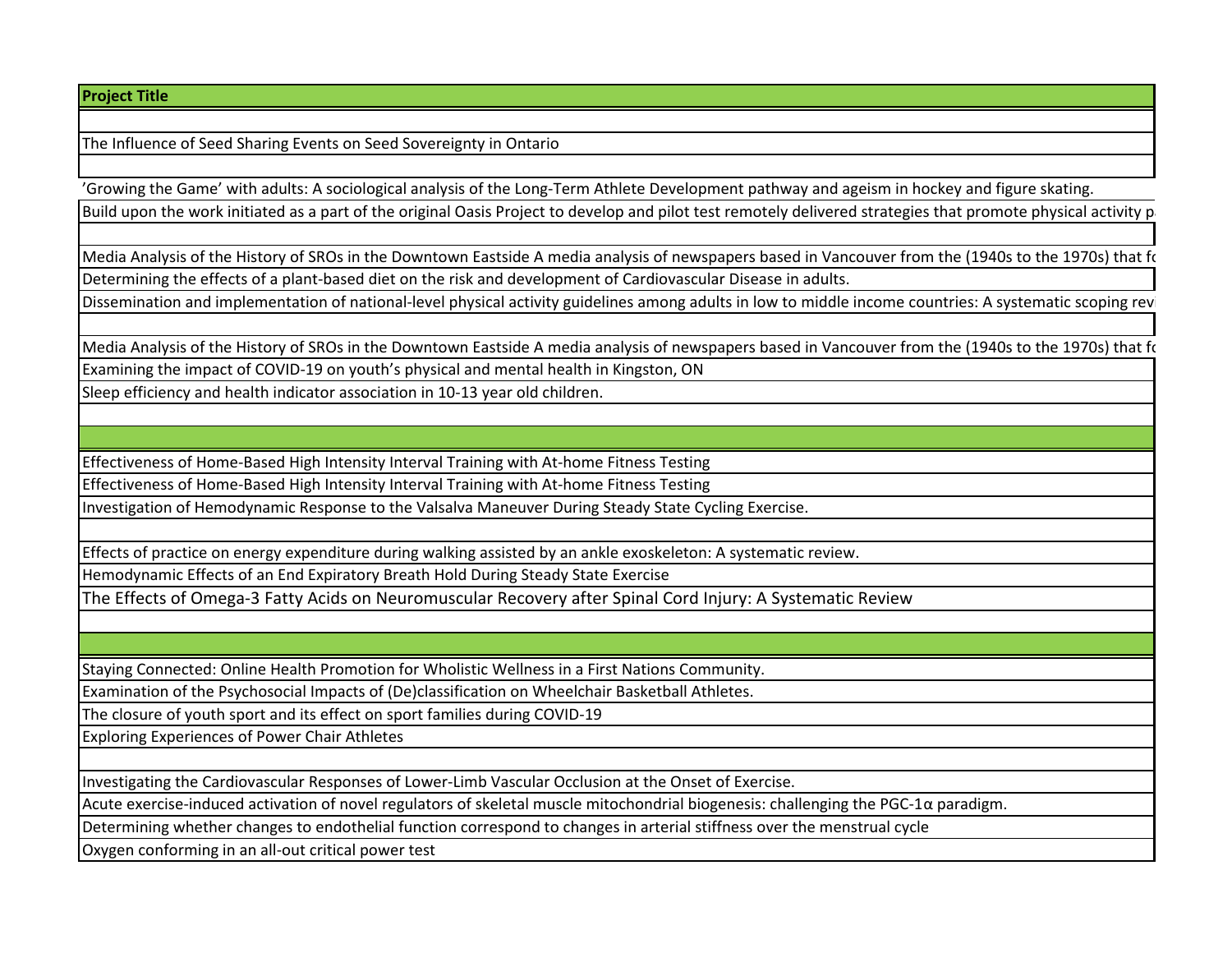| Project Title |
|---|
| |
| The Influence of Seed Sharing Events on Seed Sovereignty in Ontario |
| |
| 'Growing the Game' with adults: A sociological analysis of the Long-Term Athlete Development pathway and ageism in hockey and figure skating. |
| Build upon the work initiated as a part of the original Oasis Project to develop and pilot test remotely delivered strategies that promote physical activity p |
| |
| Media Analysis of the History of SROs in the Downtown Eastside A media analysis of newspapers based in Vancouver from the (1940s to the 1970s) that fo |
| Determining the effects of a plant-based diet on the risk and development of Cardiovascular Disease in adults. |
| Dissemination and implementation of national-level physical activity guidelines among adults in low to middle income countries: A systematic scoping revi |
| |
| Media Analysis of the History of SROs in the Downtown Eastside A media analysis of newspapers based in Vancouver from the (1940s to the 1970s) that fo |
| Examining the impact of COVID-19 on youth's physical and mental health in Kingston, ON |
| Sleep efficiency and health indicator association in 10-13 year old children. |
| |
| |
| Effectiveness of Home-Based High Intensity Interval Training with At-home Fitness Testing |
| Effectiveness of Home-Based High Intensity Interval Training with At-home Fitness Testing |
| Investigation of Hemodynamic Response to the Valsalva Maneuver During Steady State Cycling Exercise. |
| |
| Effects of practice on energy expenditure during walking assisted by an ankle exoskeleton: A systematic review. |
| Hemodynamic Effects of an End Expiratory Breath Hold During Steady State Exercise |
| The Effects of Omega-3 Fatty Acids on Neuromuscular Recovery after Spinal Cord Injury: A Systematic Review |
| |
| |
| Staying Connected: Online Health Promotion for Wholistic Wellness in a First Nations Community. |
| Examination of the Psychosocial Impacts of (De)classification on Wheelchair Basketball Athletes. |
| The closure of youth sport and its effect on sport families during COVID-19 |
| Exploring Experiences of Power Chair Athletes |
| |
| Investigating the Cardiovascular Responses of Lower-Limb Vascular Occlusion at the Onset of Exercise. |
| Acute exercise-induced activation of novel regulators of skeletal muscle mitochondrial biogenesis: challenging the PGC-1α paradigm. |
| Determining whether changes to endothelial function correspond to changes in arterial stiffness over the menstrual cycle |
| Oxygen conforming in an all-out critical power test |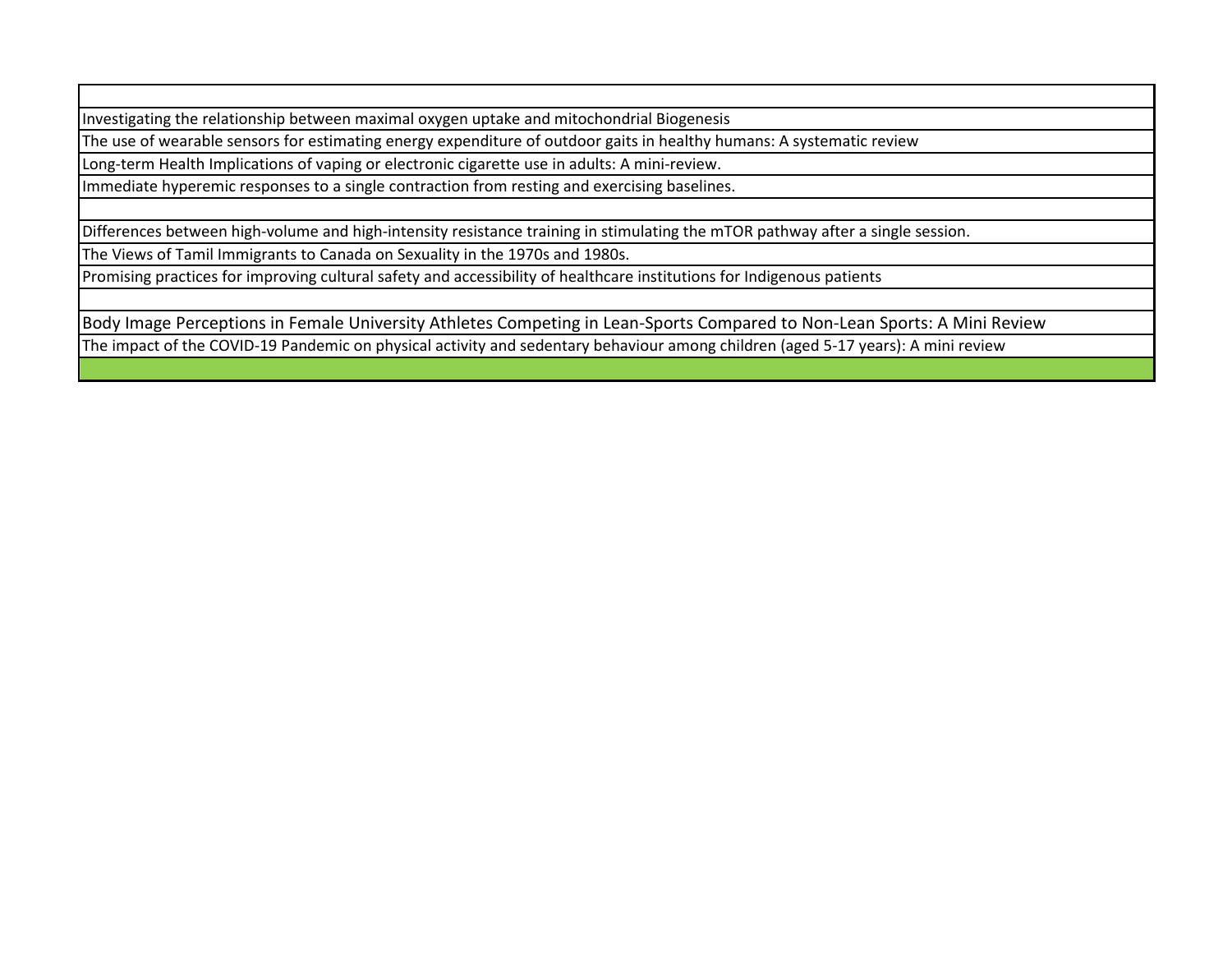| |
|---|
| |
| Investigating the relationship between maximal oxygen uptake and mitochondrial Biogenesis |
| The use of wearable sensors for estimating energy expenditure of outdoor gaits in healthy humans: A systematic review |
| Long-term Health Implications of vaping or electronic cigarette use in adults: A mini-review. |
| Immediate hyperemic responses to a single contraction from resting and exercising baselines. |
| |
| Differences between high-volume and high-intensity resistance training in stimulating the mTOR pathway after a single session. |
| The Views of Tamil Immigrants to Canada on Sexuality in the 1970s and 1980s. |
| Promising practices for improving cultural safety and accessibility of healthcare institutions for Indigenous patients |
| |
| Body Image Perceptions in Female University Athletes Competing in Lean-Sports Compared to Non-Lean Sports: A Mini Review |
| The impact of the COVID-19 Pandemic on physical activity and sedentary behaviour among children (aged 5-17 years): A mini review |
| |